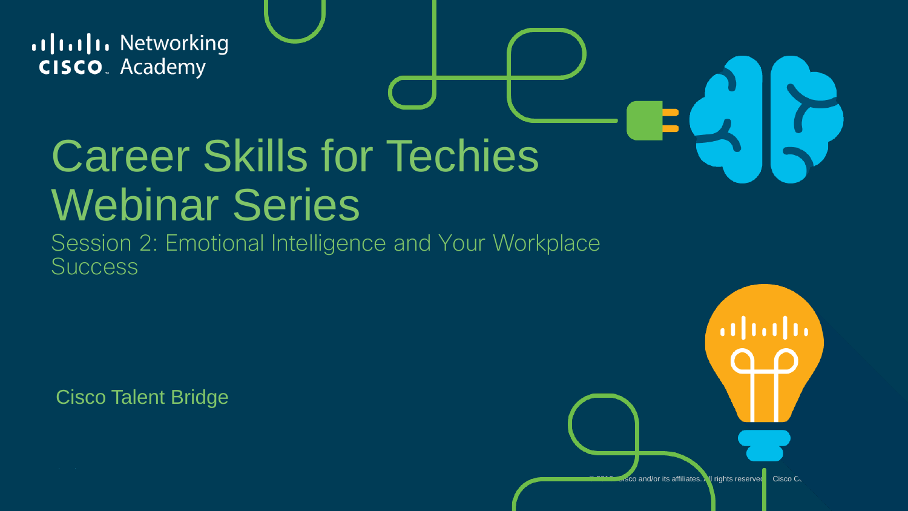# Career Skills for Techies Webinar Series

## Session 2: Emotional Intelligence and Your Workplace Success

Cisco Talent Bridge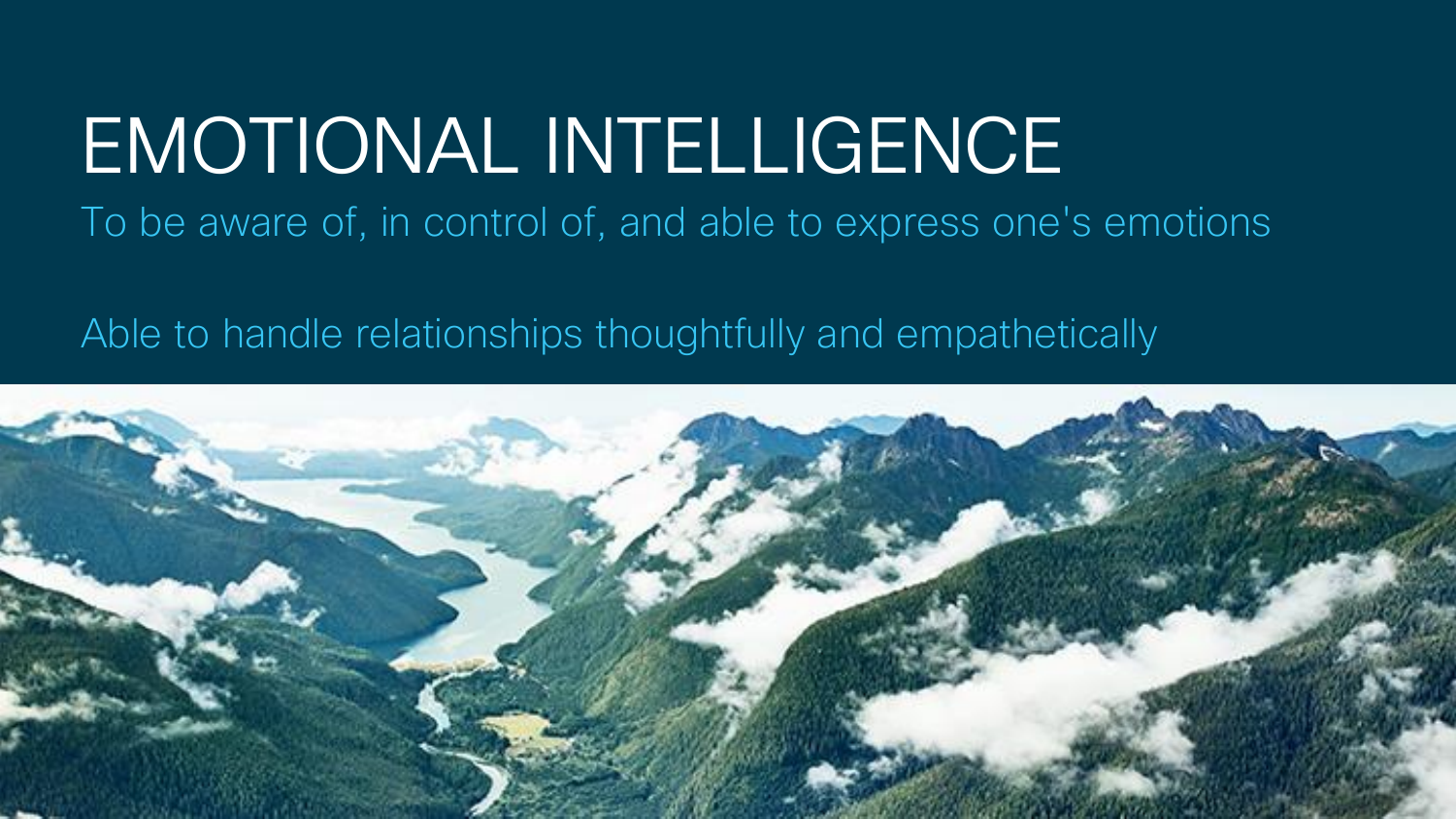# EMOTIONAL INTELLIGENCE

To be aware of, in control of, and able to express one's emotions

Able to handle relationships thoughtfully and empathetically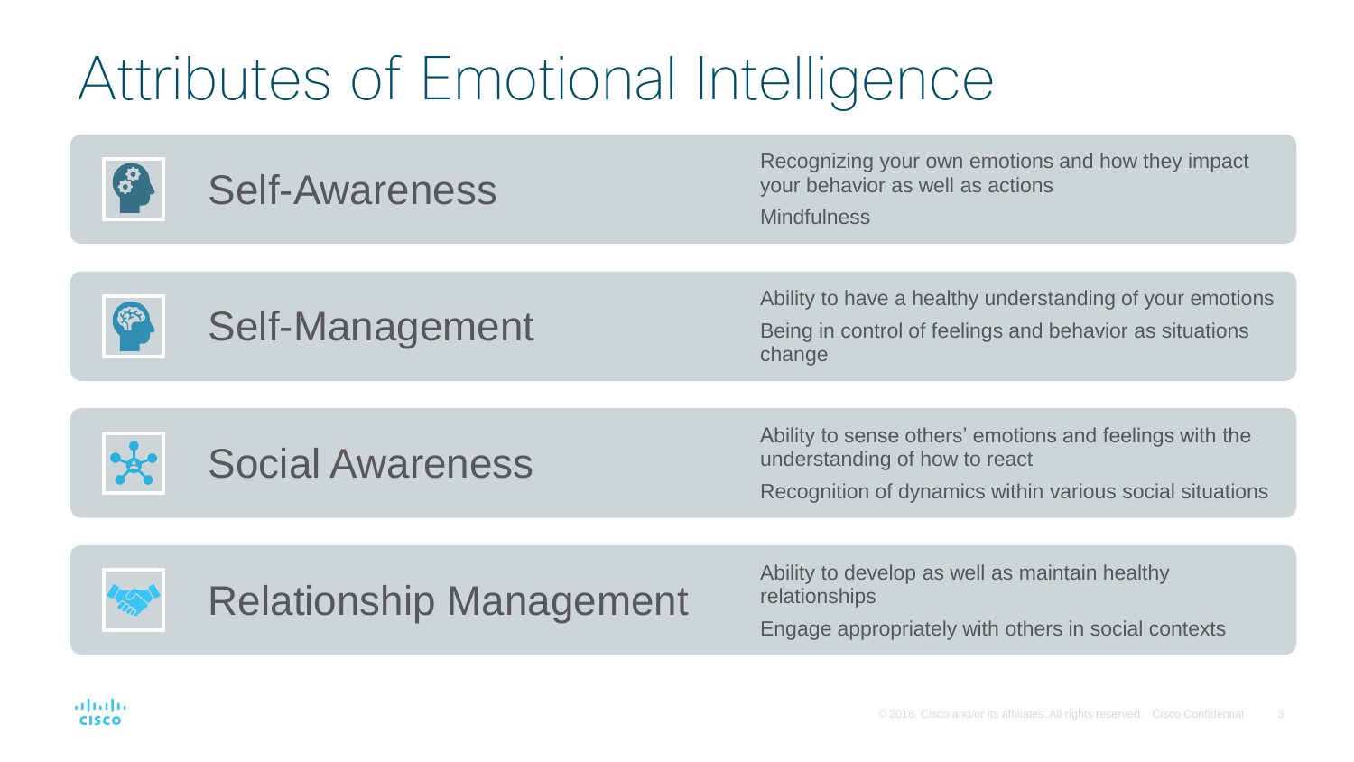# Attributes of Emotional Intelligence

## Self-Awareness

Recognizing your own emotions and how they impact your behavior as well as actions

Mindfulness

## Self-Management

Ability to have a healthy understanding of your emotions

Being in control of feelings and behavior as situations change

## Social Awareness

Ability to sense others' emotions and feelings with the understanding of how to react

Recognition of dynamics within various social situations

## Relationship Management

Ability to develop as well as maintain healthy relationships

Engage appropriately with others in social contexts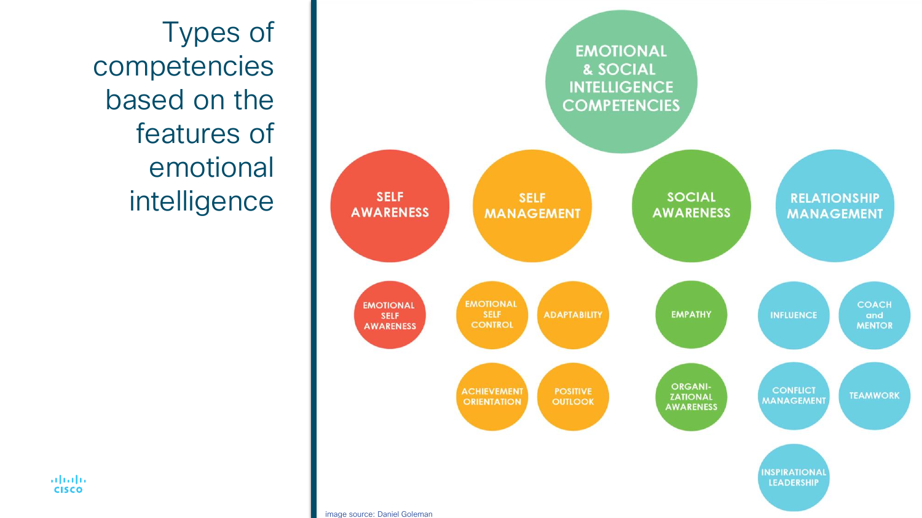# Types of competencies based on the features of emotional intelligence

**EMOTIONAL & SOCIAL INTELLIGENCE COMPETENCIES**

- **SELF AWARENESS**
  - EMOTIONAL SELF AWARENESS
- **SELF MANAGEMENT**
  - EMOTIONAL SELF CONTROL
  - ADAPTABILITY
  - ACHIEVEMENT ORIENTATION
  - POSITIVE OUTLOOK
- **SOCIAL AWARENESS**
  - EMPATHY
  - ORGANI-ZATIONAL AWARENESS
- **RELATIONSHIP MANAGEMENT**
  - INFLUENCE
  - COACH and MENTOR
  - CONFLICT MANAGEMENT
  - TEAMWORK
  - INSPIRATIONAL LEADERSHIP

image source: Daniel Goleman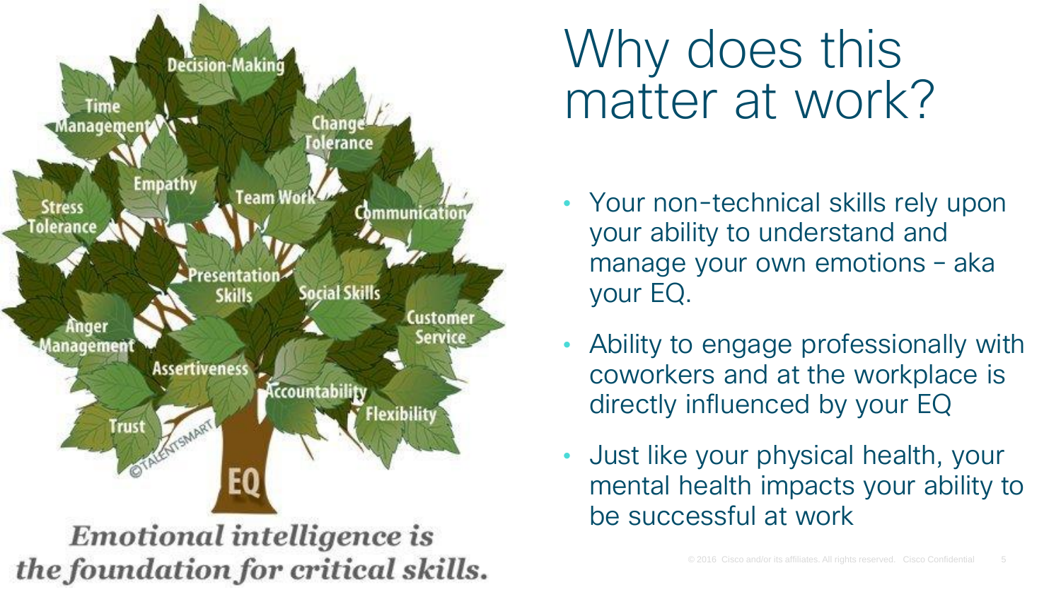# Why does this matter at work?

- Your non-technical skills rely upon your ability to understand and manage your own emotions – aka your EQ.
- Ability to engage professionally with coworkers and at the workplace is directly influenced by your EQ
- Just like your physical health, your mental health impacts your ability to be successful at work

Decision-Making

Time Management

Change Tolerance

Empathy

Team Work

Stress Tolerance

Communication

Presentation Skills

Social Skills

Customer Service

Anger Management

Assertiveness

Accountability

Flexibility

Trust

EQ

©TALENTSMART

***Emotional intelligence is the foundation for critical skills.***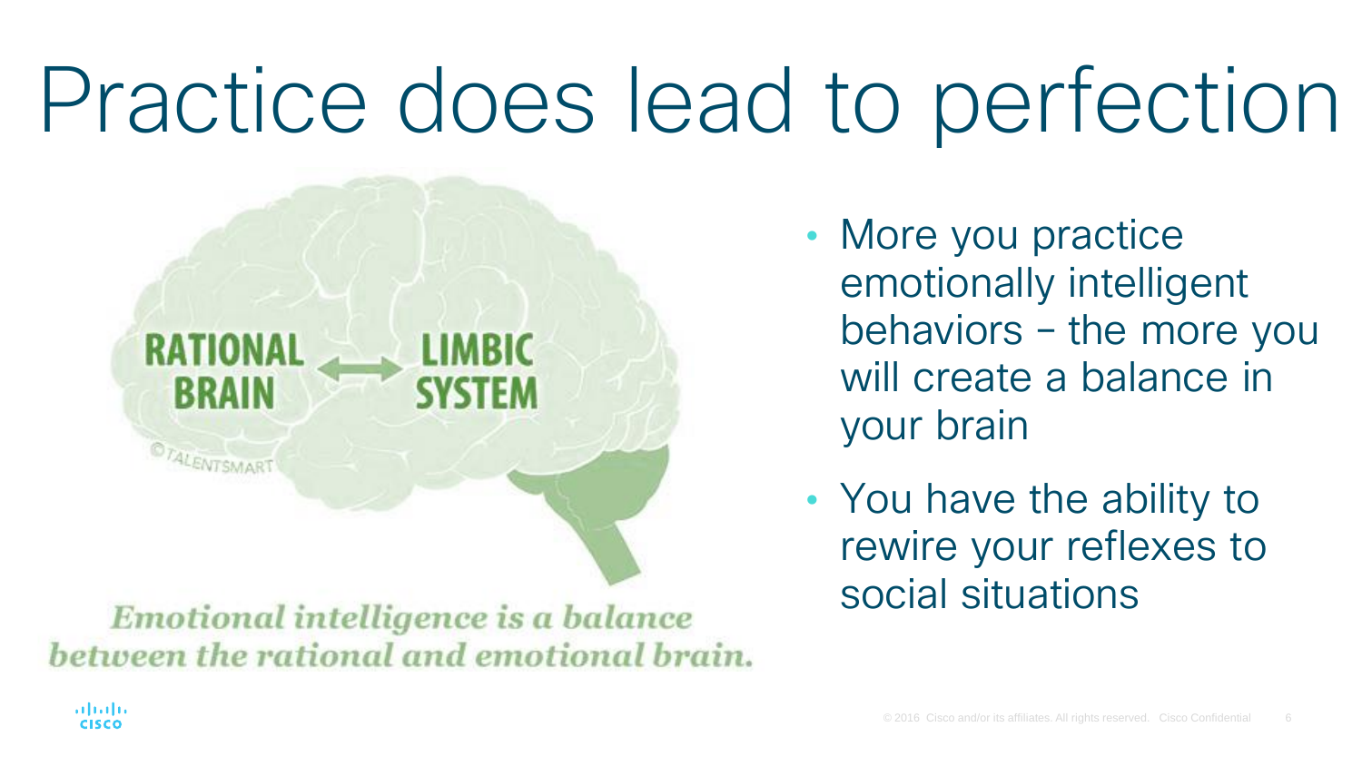# Practice does lead to perfection

RATIONAL BRAIN ⟷ LIMBIC SYSTEM

©TALENTSMART

*Emotional intelligence is a balance between the rational and emotional brain.*

- More you practice emotionally intelligent behaviors – the more you will create a balance in your brain
- You have the ability to rewire your reflexes to social situations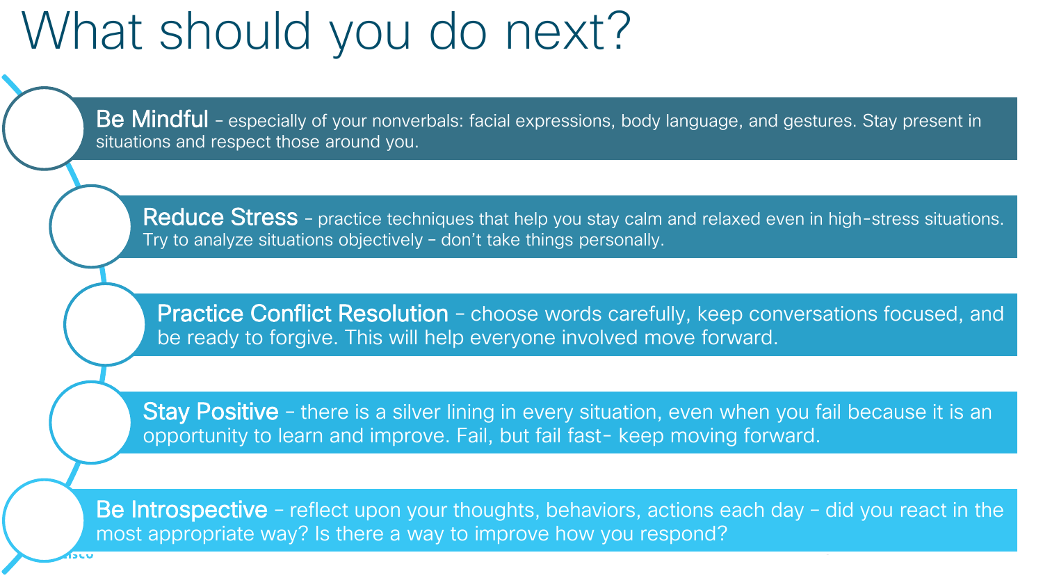# What should you do next?

- **Be Mindful** – especially of your nonverbals: facial expressions, body language, and gestures. Stay present in situations and respect those around you.
- **Reduce Stress** – practice techniques that help you stay calm and relaxed even in high-stress situations. Try to analyze situations objectively – don't take things personally.
- **Practice Conflict Resolution** – choose words carefully, keep conversations focused, and be ready to forgive. This will help everyone involved move forward.
- **Stay Positive** – there is a silver lining in every situation, even when you fail because it is an opportunity to learn and improve. Fail, but fail fast- keep moving forward.
- **Be Introspective** – reflect upon your thoughts, behaviors, actions each day – did you react in the most appropriate way? Is there a way to improve how you respond?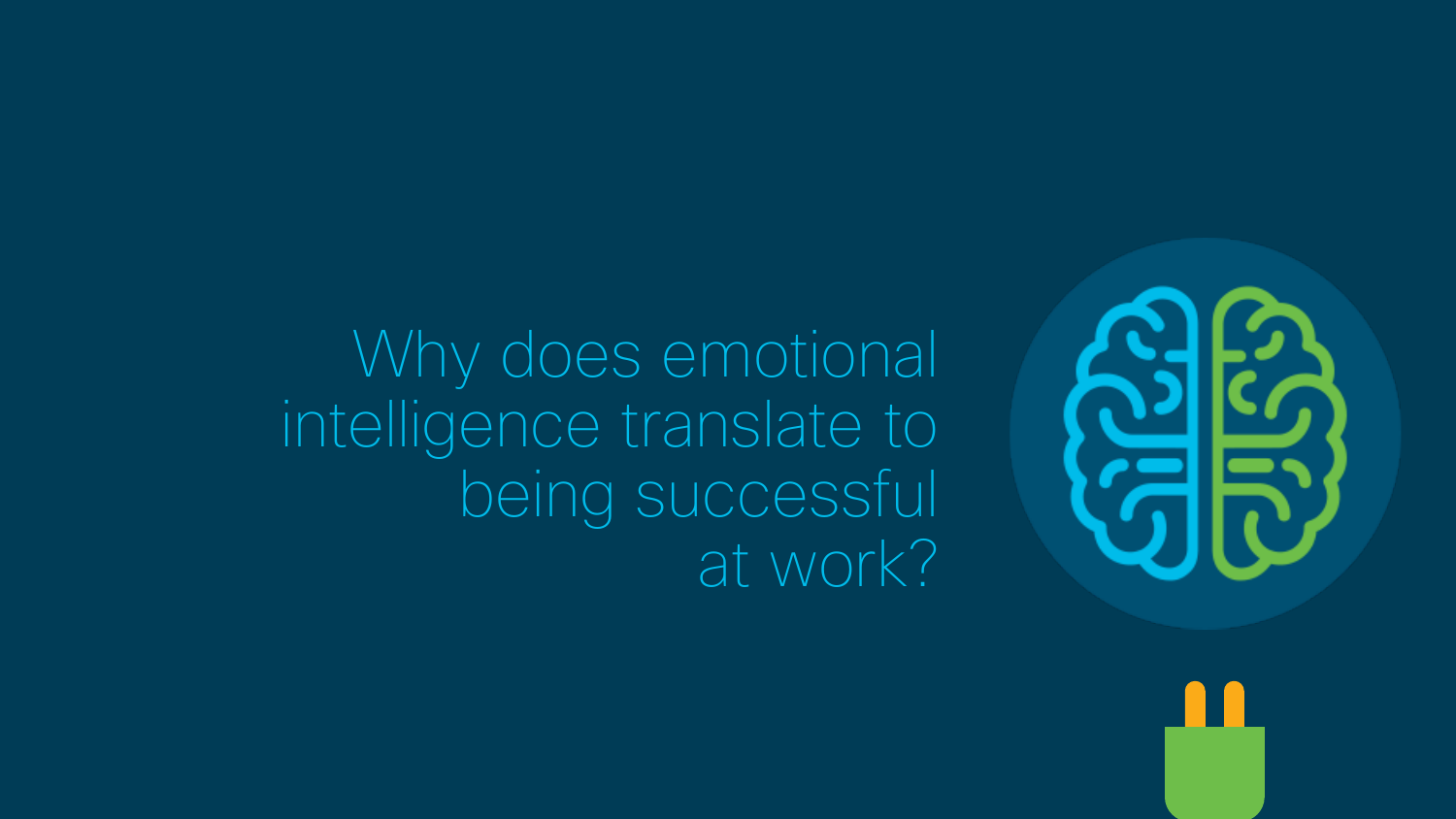# Why does emotional intelligence translate to being successful at work?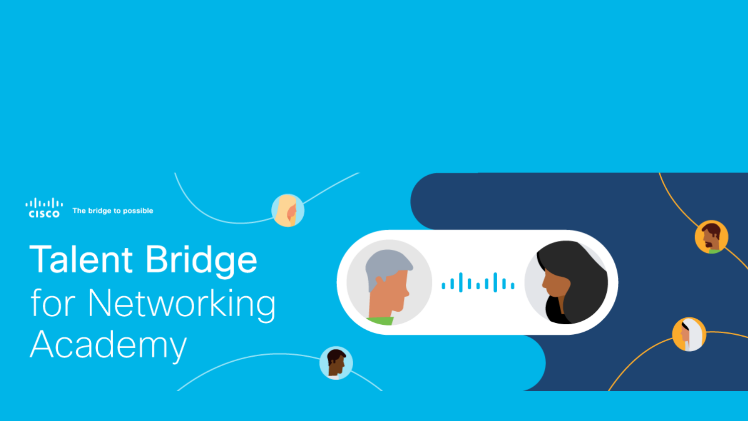cisco The bridge to possible

# Talent Bridge for Networking Academy